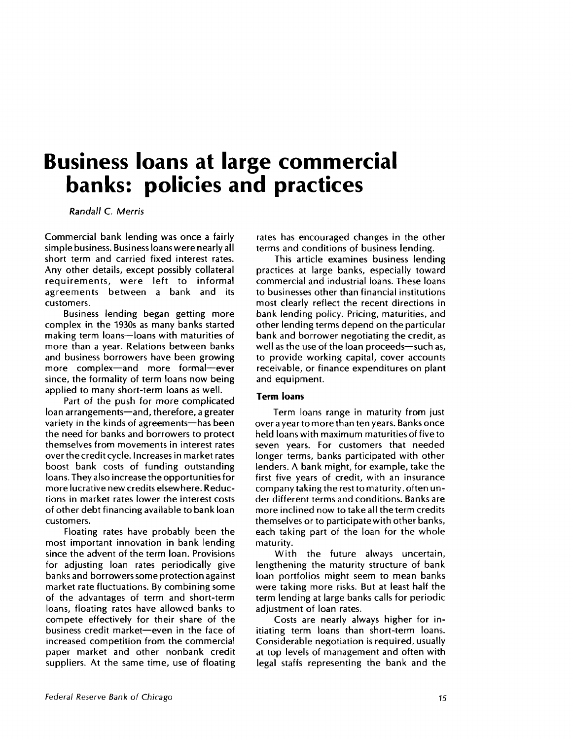# Business loans at large commercial banks: policies and practices

*Randall C. Merris*

Commercial bank lending was once a fairly simple business. Business loans were nearly all short term and carried fixed interest rates. Any other details, except possibly collateral requirements, were left to informal agreements between a bank and its customers.

Business lending began getting more complex in the 1930s as many banks started making term loans—loans with maturities of more than a year. Relations between banks and business borrowers have been growing more complex—and more formal—ever since, the formality of term loans now being applied to many short-term loans as well.

Part of the push for more complicated loan arrangements—and, therefore, a greater variety in the kinds of agreements—has been the need for banks and borrowers to protect themselves from movements in interest rates over the credit cycle. Increases in market rates boost bank costs of funding outstanding loans. They also increase the opportunities for more lucrative new credits elsewhere. Reductions in market rates lower the interest costs of other debt financing available to bank loan customers.

Floating rates have probably been the most important innovation in bank lending since the advent of the term loan. Provisions for adjusting loan rates periodically give banks and borrowers some protection against market rate fluctuations. By combining some of the advantages of term and short-term loans, floating rates have allowed banks to compete effectively for their share of the business credit market—even in the face of increased competition from the commercial paper market and other nonbank credit suppliers. At the same time, use of floating rates has encouraged changes in the other terms and conditions of business lending.

This article examines business lending practices at large banks, especially toward commercial and industrial loans. These loans to businesses other than financial institutions most clearly reflect the recent directions in bank lending policy. Pricing, maturities, and other lending terms depend on the particular bank and borrower negotiating the credit, as well as the use of the loan proceeds—such as, to provide working capital, cover accounts receivable, or finance expenditures on plant and equipment.

### Term loans

Term loans range in maturity from just over a year to more than ten years. Banks once held loans with maximum maturities of five to seven years. For customers that needed longer terms, banks participated with other lenders. A bank might, for example, take the first five years of credit, with an insurance company taking the rest to maturity, often under different terms and conditions. Banks are more inclined now to take all the term credits themselves or to participate with other banks, each taking part of the loan for the whole maturity.

With the future always uncertain, lengthening the maturity structure of bank loan portfolios might seem to mean banks were taking more risks. But at least half the term lending at large banks calls for periodic adjustment of loan rates.

Costs are nearly always higher for initiating term loans than short-term loans. Considerable negotiation is required, usually at top levels of management and often with legal staffs representing the bank and the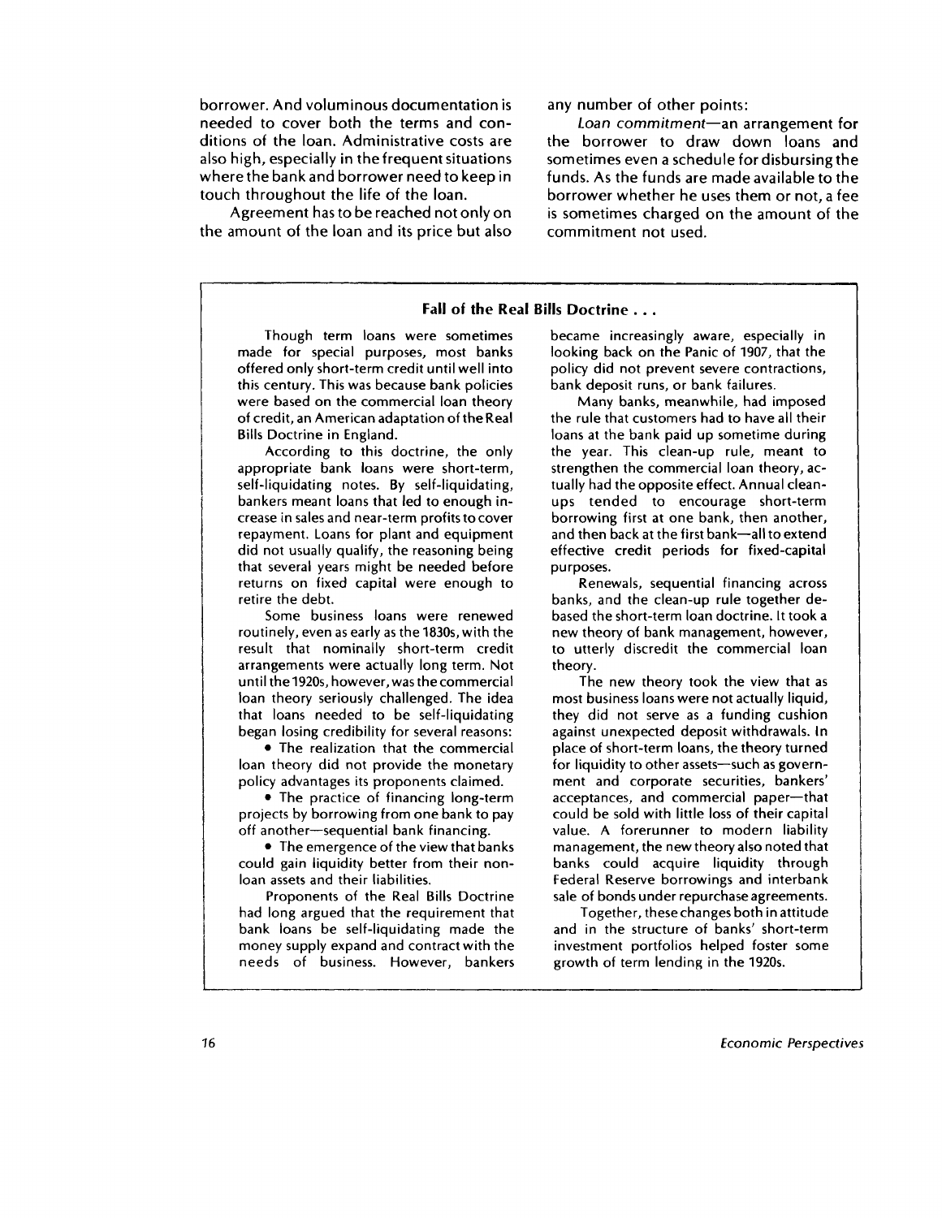borrower. And voluminous documentation is needed to cover both the terms and conditions of the loan. Administrative costs are also high, especially in the frequent situations where the bank and borrower need to keep in touch throughout the life of the loan.

Agreement has to be reached not only on the amount of the loan and its price but also any number of other points:

*Loan commitment*—an arrangement for the borrower to draw down loans and sometimes even a schedule for disbursing the funds. As the funds are made available to the borrower whether he uses them or not, a fee is sometimes charged on the amount of the commitment not used.

### Fall of the Real Bills Doctrine . . .

Though term loans were sometimes made for special purposes, most banks offered only short-term credit until well into this century. This was because bank policies were based on the commercial loan theory of credit, an American adaptation of the Real Bills Doctrine in England.

According to this doctrine, the only appropriate bank loans were short-term, self-liquidating notes. By self-liquidating, bankers meant loans that led to enough increase in sales and near-term profits to cover repayment. Loans for plant and equipment did not usually qualify, the reasoning being that several years might be needed before returns on fixed capital were enough to retire the debt.

Some business loans were renewed routinely, even as early as the 1830s, with the result that nominally short-term credit arrangements were actually long term. Not until the 1920s, however, was the commercial loan theory seriously challenged. The idea that loans needed to be self-liquidating began losing credibility for several reasons:

- The realization that the commercial loan theory did not provide the monetary policy advantages its proponents claimed.
- The practice of financing long-term projects by borrowing from one bank to pay off another—sequential bank financing.
- The emergence of the view that banks could gain liquidity better from their nonloan assets and their liabilities.

Proponents of the Real Bills Doctrine had long argued that the requirement that bank loans be self-liquidating made the money supply expand and contract with the needs of business. However, bankers became increasingly aware, especially in looking back on the Panic of 1907, that the policy did not prevent severe contractions, bank deposit runs, or bank failures.

Many banks, meanwhile, had imposed the rule that customers had to have all their loans at the bank paid up sometime during the year. This clean-up rule, meant to strengthen the commercial loan theory, actually had the opposite effect. Annual clean-ups tended to encourage short-term borrowing first at one bank, then another, and then back at the first bank—all to extend effective credit periods for fixed-capital purposes.

Renewals, sequential financing across banks, and the clean-up rule together debased the short-term loan doctrine. It took a new theory of bank management, however, to utterly discredit the commercial loan theory.

The new theory took the view that as most business loans were not actually liquid, they did not serve as a funding cushion against unexpected deposit withdrawals. In place of short-term loans, the theory turned for liquidity to other assets—such as government and corporate securities, bankers' acceptances, and commercial paper—that could be sold with little loss of their capital value. A forerunner to modern liability management, the new theory also noted that banks could acquire liquidity through Federal Reserve borrowings and interbank sale of bonds under repurchase agreements.

Together, these changes both in attitude and in the structure of banks' short-term investment portfolios helped foster some growth of term lending in the 1920s.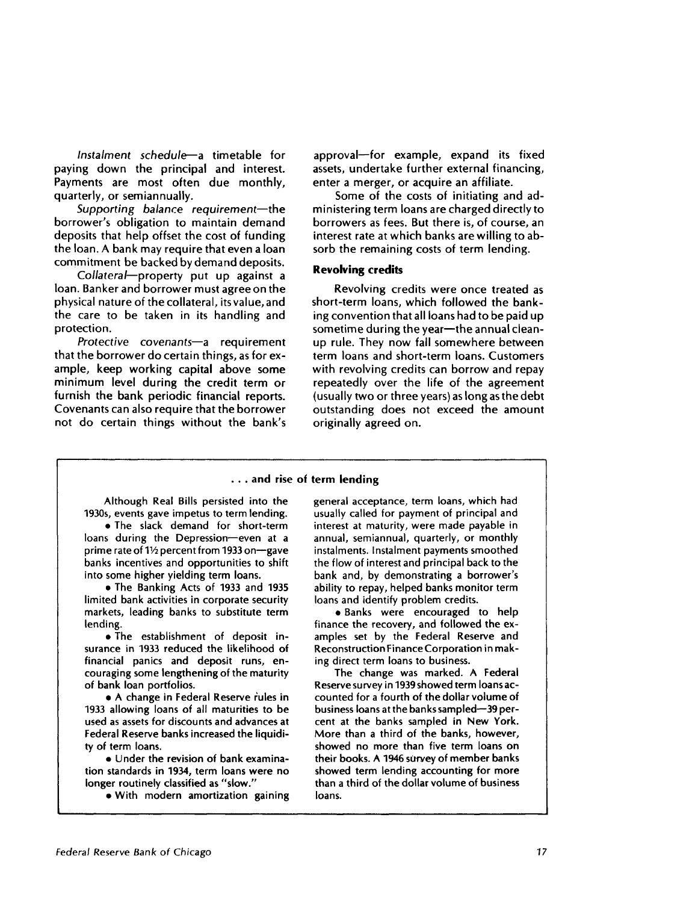*Instalment schedule*—a timetable for paying down the principal and interest. Payments are most often due monthly, quarterly, or semiannually.

*Supporting balance requirement*—the borrower's obligation to maintain demand deposits that help offset the cost of funding the loan. A bank may require that even a loan commitment be backed by demand deposits.

*Collateral*—property put up against a loan. Banker and borrower must agree on the physical nature of the collateral, its value, and the care to be taken in its handling and protection.

*Protective covenants*—a requirement that the borrower do certain things, as for example, keep working capital above some minimum level during the credit term or furnish the bank periodic financial reports. Covenants can also require that the borrower not do certain things without the bank's approval—for example, expand its fixed assets, undertake further external financing, enter a merger, or acquire an affiliate.

Some of the costs of initiating and administering term loans are charged directly to borrowers as fees. But there is, of course, an interest rate at which banks are willing to absorb the remaining costs of term lending.

### Revolving credits

Revolving credits were once treated as short-term loans, which followed the banking convention that all loans had to be paid up sometime during the year—the annual cleanup rule. They now fall somewhere between term loans and short-term loans. Customers with revolving credits can borrow and repay repeatedly over the life of the agreement (usually two or three years) as long as the debt outstanding does not exceed the amount originally agreed on.

### . . . and rise of term lending

Although Real Bills persisted into the 1930s, events gave impetus to term lending.

- The slack demand for short-term loans during the Depression—even at a prime rate of 1½ percent from 1933 on—gave banks incentives and opportunities to shift into some higher yielding term loans.
- The Banking Acts of 1933 and 1935 limited bank activities in corporate security markets, leading banks to substitute term lending.
- The establishment of deposit insurance in 1933 reduced the likelihood of financial panics and deposit runs, encouraging some lengthening of the maturity of bank loan portfolios.
- A change in Federal Reserve rules in 1933 allowing loans of all maturities to be used as assets for discounts and advances at Federal Reserve banks increased the liquidity of term loans.
- Under the revision of bank examination standards in 1934, term loans were no longer routinely classified as "slow."
- With modern amortization gaining general acceptance, term loans, which had usually called for payment of principal and interest at maturity, were made payable in annual, semiannual, quarterly, or monthly instalments. Instalment payments smoothed the flow of interest and principal back to the bank and, by demonstrating a borrower's ability to repay, helped banks monitor term loans and identify problem credits.
- Banks were encouraged to help finance the recovery, and followed the examples set by the Federal Reserve and Reconstruction Finance Corporation in making direct term loans to business.

The change was marked. A Federal Reserve survey in 1939 showed term loans accounted for a fourth of the dollar volume of business loans at the banks sampled—39 percent at the banks sampled in New York. More than a third of the banks, however, showed no more than five term loans on their books. A 1946 survey of member banks showed term lending accounting for more than a third of the dollar volume of business loans.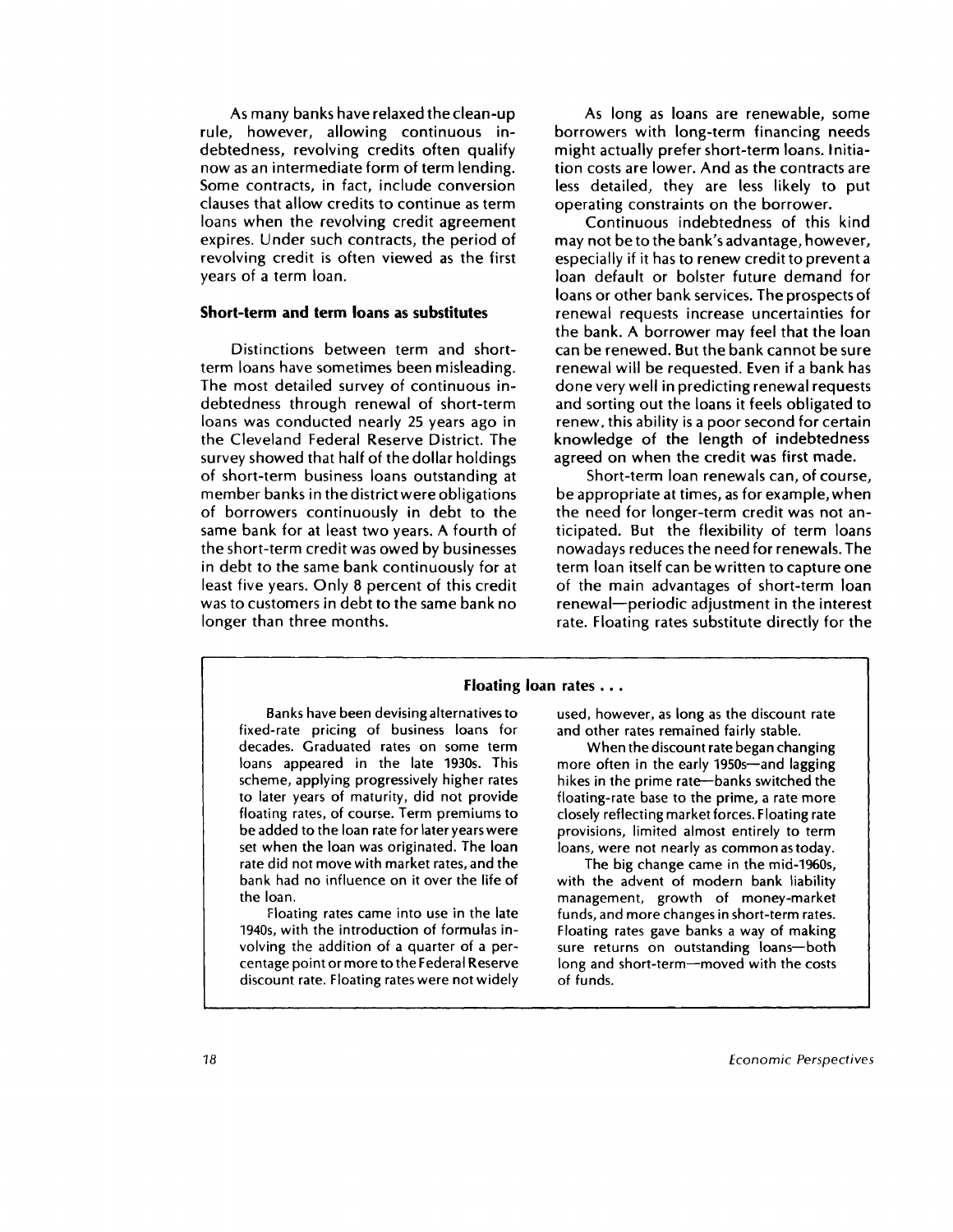As many banks have relaxed the clean-up rule, however, allowing continuous indebtedness, revolving credits often qualify now as an intermediate form of term lending. Some contracts, in fact, include conversion clauses that allow credits to continue as term loans when the revolving credit agreement expires. Under such contracts, the period of revolving credit is often viewed as the first years of a term loan.

### Short-term and term loans as substitutes

Distinctions between term and short-term loans have sometimes been misleading. The most detailed survey of continuous indebtedness through renewal of short-term loans was conducted nearly 25 years ago in the Cleveland Federal Reserve District. The survey showed that half of the dollar holdings of short-term business loans outstanding at member banks in the district were obligations of borrowers continuously in debt to the same bank for at least two years. A fourth of the short-term credit was owed by businesses in debt to the same bank continuously for at least five years. Only 8 percent of this credit was to customers in debt to the same bank no longer than three months.

As long as loans are renewable, some borrowers with long-term financing needs might actually prefer short-term loans. Initiation costs are lower. And as the contracts are less detailed, they are less likely to put operating constraints on the borrower.

Continuous indebtedness of this kind may not be to the bank's advantage, however, especially if it has to renew credit to prevent a loan default or bolster future demand for loans or other bank services. The prospects of renewal requests increase uncertainties for the bank. A borrower may feel that the loan can be renewed. But the bank cannot be sure renewal will be requested. Even if a bank has done very well in predicting renewal requests and sorting out the loans it feels obligated to renew, this ability is a poor second for certain knowledge of the length of indebtedness agreed on when the credit was first made.

Short-term loan renewals can, of course, be appropriate at times, as for example, when the need for longer-term credit was not anticipated. But the flexibility of term loans nowadays reduces the need for renewals. The term loan itself can be written to capture one of the main advantages of short-term loan renewal—periodic adjustment in the interest rate. Floating rates substitute directly for the

---

**Floating loan rates . . .**

Banks have been devising alternatives to fixed-rate pricing of business loans for decades. Graduated rates on some term loans appeared in the late 1930s. This scheme, applying progressively higher rates to later years of maturity, did not provide floating rates, of course. Term premiums to be added to the loan rate for later years were set when the loan was originated. The loan rate did not move with market rates, and the bank had no influence on it over the life of the loan.

Floating rates came into use in the late 1940s, with the introduction of formulas involving the addition of a quarter of a percentage point or more to the Federal Reserve discount rate. Floating rates were not widely used, however, as long as the discount rate and other rates remained fairly stable.

When the discount rate began changing more often in the early 1950s—and lagging hikes in the prime rate—banks switched the floating-rate base to the prime, a rate more closely reflecting market forces. Floating rate provisions, limited almost entirely to term loans, were not nearly as common as today.

The big change came in the mid-1960s, with the advent of modern bank liability management, growth of money-market funds, and more changes in short-term rates. Floating rates gave banks a way of making sure returns on outstanding loans—both long and short-term—moved with the costs of funds.

---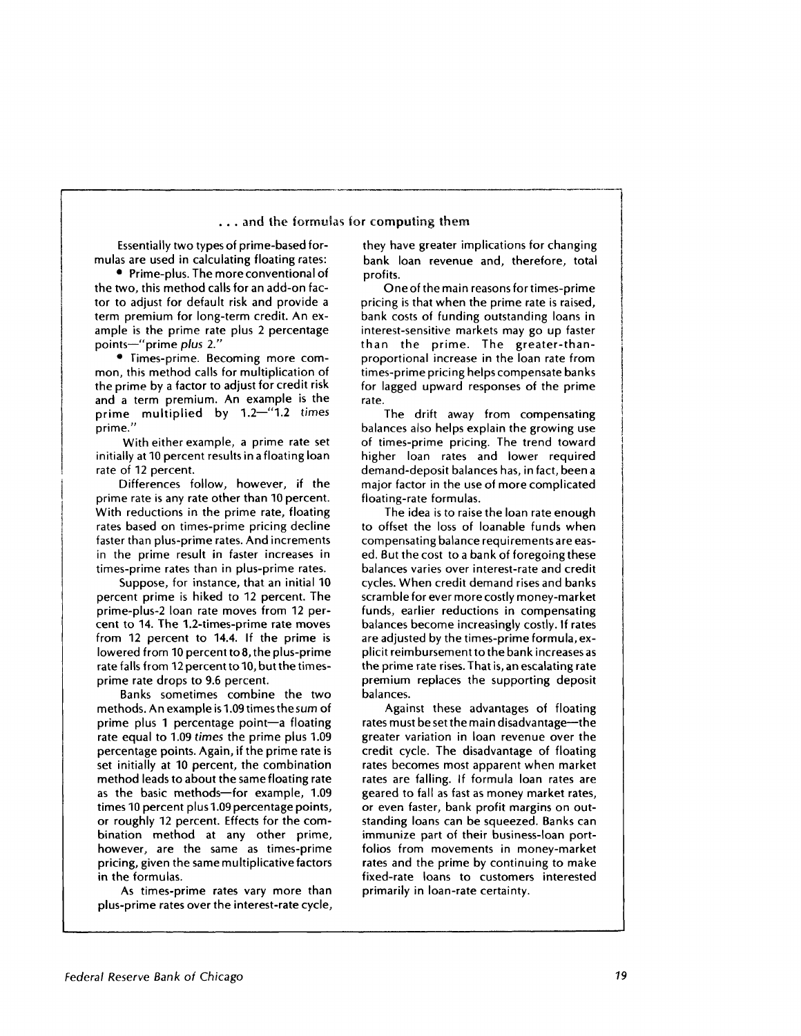### . . . and the formulas for computing them

Essentially two types of prime-based formulas are used in calculating floating rates:

- Prime-plus. The more conventional of the two, this method calls for an add-on factor to adjust for default risk and provide a term premium for long-term credit. An example is the prime rate plus 2 percentage points—"prime *plus* 2."
- Times-prime. Becoming more common, this method calls for multiplication of the prime by a factor to adjust for credit risk and a term premium. An example is the prime multiplied by 1.2—"1.2 *times* prime."

With either example, a prime rate set initially at 10 percent results in a floating loan rate of 12 percent.

Differences follow, however, if the prime rate is any rate other than 10 percent. With reductions in the prime rate, floating rates based on times-prime pricing decline faster than plus-prime rates. And increments in the prime result in faster increases in times-prime rates than in plus-prime rates.

Suppose, for instance, that an initial 10 percent prime is hiked to 12 percent. The prime-plus-2 loan rate moves from 12 percent to 14. The 1.2-times-prime rate moves from 12 percent to 14.4. If the prime is lowered from 10 percent to 8, the plus-prime rate falls from 12 percent to 10, but the times-prime rate drops to 9.6 percent.

Banks sometimes combine the two methods. An example is 1.09 times the *sum* of prime plus 1 percentage point—a floating rate equal to 1.09 *times* the prime plus 1.09 percentage points. Again, if the prime rate is set initially at 10 percent, the combination method leads to about the same floating rate as the basic methods—for example, 1.09 times 10 percent plus 1.09 percentage points, or roughly 12 percent. Effects for the combination method at any other prime, however, are the same as times-prime pricing, given the same multiplicative factors in the formulas.

As times-prime rates vary more than plus-prime rates over the interest-rate cycle, they have greater implications for changing bank loan revenue and, therefore, total profits.

One of the main reasons for times-prime pricing is that when the prime rate is raised, bank costs of funding outstanding loans in interest-sensitive markets may go up faster than the prime. The greater-than-proportional increase in the loan rate from times-prime pricing helps compensate banks for lagged upward responses of the prime rate.

The drift away from compensating balances also helps explain the growing use of times-prime pricing. The trend toward higher loan rates and lower required demand-deposit balances has, in fact, been a major factor in the use of more complicated floating-rate formulas.

The idea is to raise the loan rate enough to offset the loss of loanable funds when compensating balance requirements are eased. But the cost to a bank of foregoing these balances varies over interest-rate and credit cycles. When credit demand rises and banks scramble for ever more costly money-market funds, earlier reductions in compensating balances become increasingly costly. If rates are adjusted by the times-prime formula, explicit reimbursement to the bank increases as the prime rate rises. That is, an escalating rate premium replaces the supporting deposit balances.

Against these advantages of floating rates must be set the main disadvantage—the greater variation in loan revenue over the credit cycle. The disadvantage of floating rates becomes most apparent when market rates are falling. If formula loan rates are geared to fall as fast as money market rates, or even faster, bank profit margins on outstanding loans can be squeezed. Banks can immunize part of their business-loan portfolios from movements in money-market rates and the prime by continuing to make fixed-rate loans to customers interested primarily in loan-rate certainty.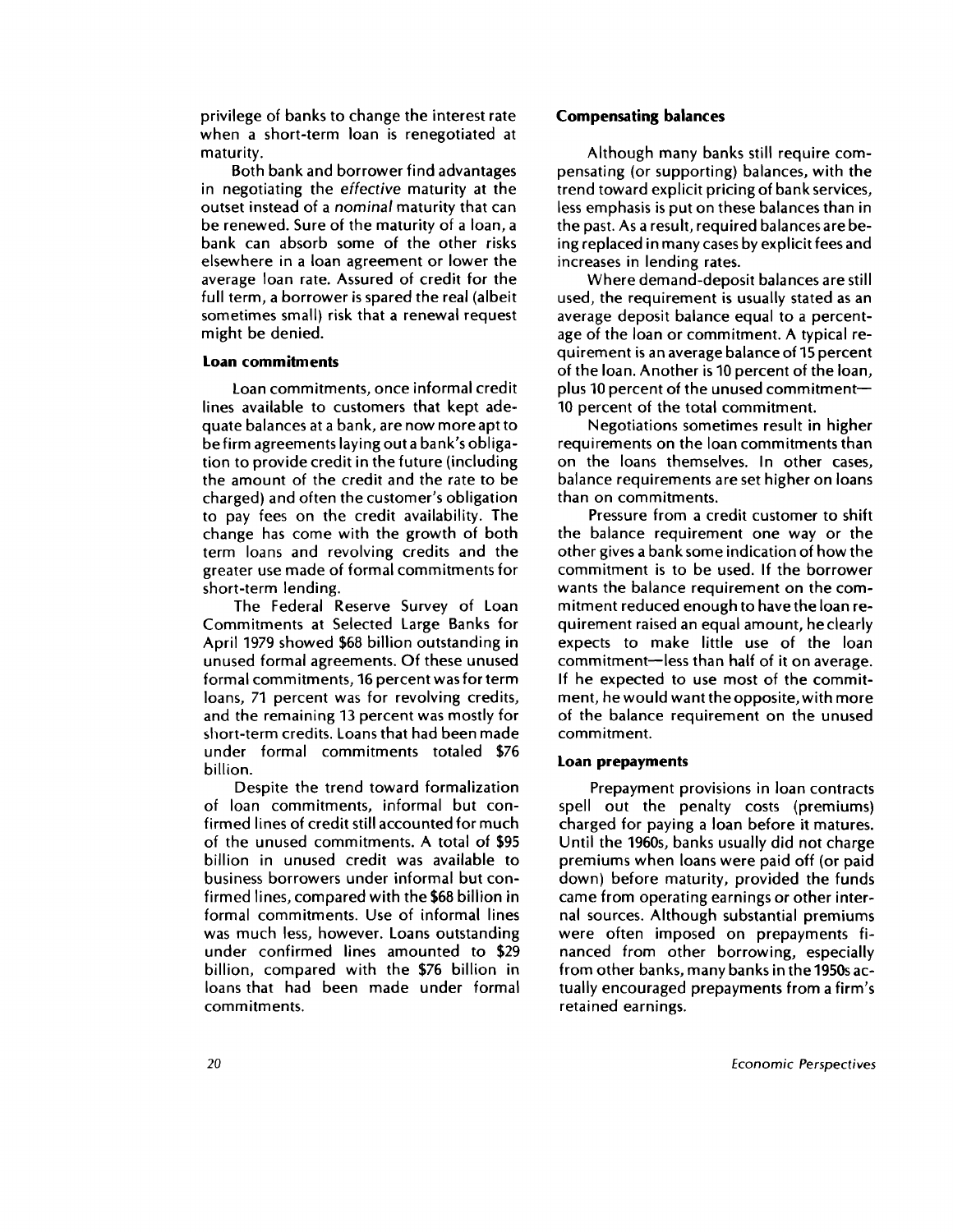privilege of banks to change the interest rate when a short-term loan is renegotiated at maturity.

Both bank and borrower find advantages in negotiating the *effective* maturity at the outset instead of a *nominal* maturity that can be renewed. Sure of the maturity of a loan, a bank can absorb some of the other risks elsewhere in a loan agreement or lower the average loan rate. Assured of credit for the full term, a borrower is spared the real (albeit sometimes small) risk that a renewal request might be denied.

### Loan commitments

Loan commitments, once informal credit lines available to customers that kept adequate balances at a bank, are now more apt to be firm agreements laying out a bank's obligation to provide credit in the future (including the amount of the credit and the rate to be charged) and often the customer's obligation to pay fees on the credit availability. The change has come with the growth of both term loans and revolving credits and the greater use made of formal commitments for short-term lending.

The Federal Reserve Survey of Loan Commitments at Selected Large Banks for April 1979 showed $68 billion outstanding in unused formal agreements. Of these unused formal commitments, 16 percent was for term loans, 71 percent was for revolving credits, and the remaining 13 percent was mostly for short-term credits. Loans that had been made under formal commitments totaled $76 billion.

Despite the trend toward formalization of loan commitments, informal but confirmed lines of credit still accounted for much of the unused commitments. A total of $95 billion in unused credit was available to business borrowers under informal but confirmed lines, compared with the $68 billion in formal commitments. Use of informal lines was much less, however. Loans outstanding under confirmed lines amounted to $29 billion, compared with the $76 billion in loans that had been made under formal commitments.

### Compensating balances

Although many banks still require compensating (or supporting) balances, with the trend toward explicit pricing of bank services, less emphasis is put on these balances than in the past. As a result, required balances are being replaced in many cases by explicit fees and increases in lending rates.

Where demand-deposit balances are still used, the requirement is usually stated as an average deposit balance equal to a percentage of the loan or commitment. A typical requirement is an average balance of 15 percent of the loan. Another is 10 percent of the loan, plus 10 percent of the unused commitment—10 percent of the total commitment.

Negotiations sometimes result in higher requirements on the loan commitments than on the loans themselves. In other cases, balance requirements are set higher on loans than on commitments.

Pressure from a credit customer to shift the balance requirement one way or the other gives a bank some indication of how the commitment is to be used. If the borrower wants the balance requirement on the commitment reduced enough to have the loan requirement raised an equal amount, he clearly expects to make little use of the loan commitment—less than half of it on average. If he expected to use most of the commitment, he would want the opposite, with more of the balance requirement on the unused commitment.

### Loan prepayments

Prepayment provisions in loan contracts spell out the penalty costs (premiums) charged for paying a loan before it matures. Until the 1960s, banks usually did not charge premiums when loans were paid off (or paid down) before maturity, provided the funds came from operating earnings or other internal sources. Although substantial premiums were often imposed on prepayments financed from other borrowing, especially from other banks, many banks in the 1950s actually encouraged prepayments from a firm's retained earnings.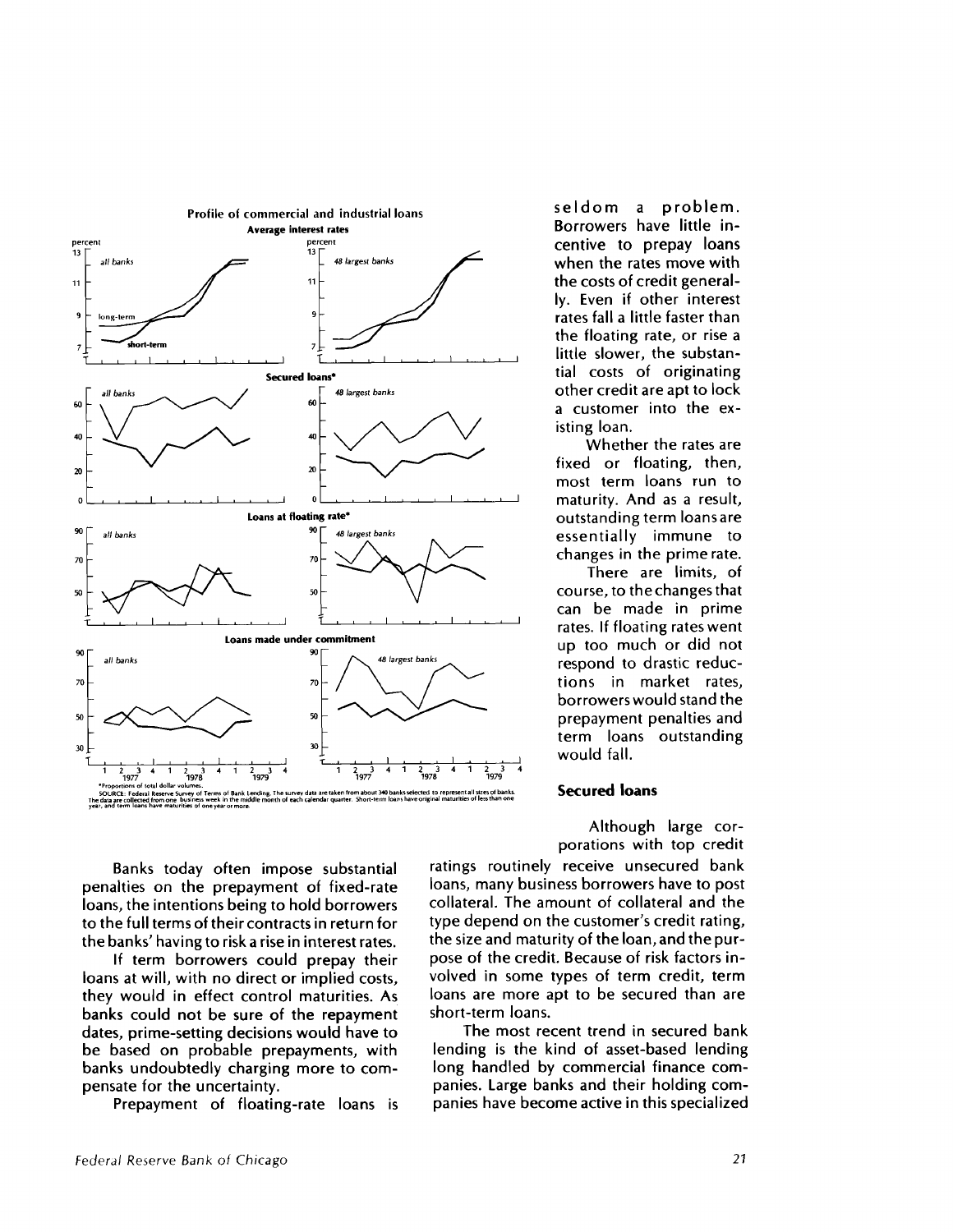**Profile of commercial and industrial loans**

**Average interest rates**

**Secured loans***

**Loans at floating rate***

**Loans made under commitment**

*Proportions of total dollar volumes.

SOURCE: Federal Reserve Survey of Terms of Bank Lending. The survey data are taken from about 340 banks selected to represent all sizes of banks. The data are collected from one business week in the middle month of each calendar quarter. Short-term loans have original maturities of less than one year, and term loans have maturities of one year or more.

Banks today often impose substantial penalties on the prepayment of fixed-rate loans, the intentions being to hold borrowers to the full terms of their contracts in return for the banks' having to risk a rise in interest rates.

If term borrowers could prepay their loans at will, with no direct or implied costs, they would in effect control maturities. As banks could not be sure of the repayment dates, prime-setting decisions would have to be based on probable prepayments, with banks undoubtedly charging more to compensate for the uncertainty.

Prepayment of floating-rate loans is seldom a problem. Borrowers have little incentive to prepay loans when the rates move with the costs of credit generally. Even if other interest rates fall a little faster than the floating rate, or rise a little slower, the substantial costs of originating other credit are apt to lock a customer into the existing loan.

Whether the rates are fixed or floating, then, most term loans run to maturity. And as a result, outstanding term loans are essentially immune to changes in the prime rate.

There are limits, of course, to the changes that can be made in prime rates. If floating rates went up too much or did not respond to drastic reductions in market rates, borrowers would stand the prepayment penalties and term loans outstanding would fall.

## Secured loans

Although large corporations with top credit ratings routinely receive unsecured bank loans, many business borrowers have to post collateral. The amount of collateral and the type depend on the customer's credit rating, the size and maturity of the loan, and the purpose of the credit. Because of risk factors involved in some types of term credit, term loans are more apt to be secured than are short-term loans.

The most recent trend in secured bank lending is the kind of asset-based lending long handled by commercial finance companies. Large banks and their holding companies have become active in this specialized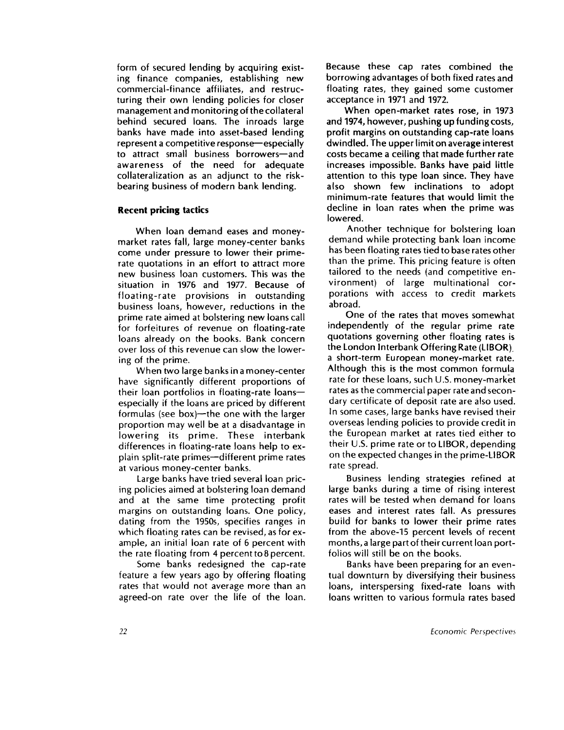form of secured lending by acquiring existing finance companies, establishing new commercial-finance affiliates, and restructuring their own lending policies for closer management and monitoring of the collateral behind secured loans. The inroads large banks have made into asset-based lending represent a competitive response—especially to attract small business borrowers—and awareness of the need for adequate collateralization as an adjunct to the risk-bearing business of modern bank lending.

## Recent pricing tactics

When loan demand eases and money-market rates fall, large money-center banks come under pressure to lower their prime-rate quotations in an effort to attract more new business loan customers. This was the situation in 1976 and 1977. Because of floating-rate provisions in outstanding business loans, however, reductions in the prime rate aimed at bolstering new loans call for forfeitures of revenue on floating-rate loans already on the books. Bank concern over loss of this revenue can slow the lowering of the prime.

When two large banks in a money-center have significantly different proportions of their loan portfolios in floating-rate loans—especially if the loans are priced by different formulas (see box)—the one with the larger proportion may well be at a disadvantage in lowering its prime. These interbank differences in floating-rate loans help to explain split-rate primes—different prime rates at various money-center banks.

Large banks have tried several loan pricing policies aimed at bolstering loan demand and at the same time protecting profit margins on outstanding loans. One policy, dating from the 1950s, specifies ranges in which floating rates can be revised, as for example, an initial loan rate of 6 percent with the rate floating from 4 percent to 8 percent.

Some banks redesigned the cap-rate feature a few years ago by offering floating rates that would not average more than an agreed-on rate over the life of the loan. Because these cap rates combined the borrowing advantages of both fixed rates and floating rates, they gained some customer acceptance in 1971 and 1972.

When open-market rates rose, in 1973 and 1974, however, pushing up funding costs, profit margins on outstanding cap-rate loans dwindled. The upper limit on average interest costs became a ceiling that made further rate increases impossible. Banks have paid little attention to this type loan since. They have also shown few inclinations to adopt minimum-rate features that would limit the decline in loan rates when the prime was lowered.

Another technique for bolstering loan demand while protecting bank loan income has been floating rates tied to base rates other than the prime. This pricing feature is often tailored to the needs (and competitive environment) of large multinational corporations with access to credit markets abroad.

One of the rates that moves somewhat independently of the regular prime rate quotations governing other floating rates is the London Interbank Offering Rate (LIBOR), a short-term European money-market rate. Although this is the most common formula rate for these loans, such U.S. money-market rates as the commercial paper rate and secondary certificate of deposit rate are also used. In some cases, large banks have revised their overseas lending policies to provide credit in the European market at rates tied either to their U.S. prime rate or to LIBOR, depending on the expected changes in the prime-LIBOR rate spread.

Business lending strategies refined at large banks during a time of rising interest rates will be tested when demand for loans eases and interest rates fall. As pressures build for banks to lower their prime rates from the above-15 percent levels of recent months, a large part of their current loan portfolios will still be on the books.

Banks have been preparing for an eventual downturn by diversifying their business loans, interspersing fixed-rate loans with loans written to various formula rates based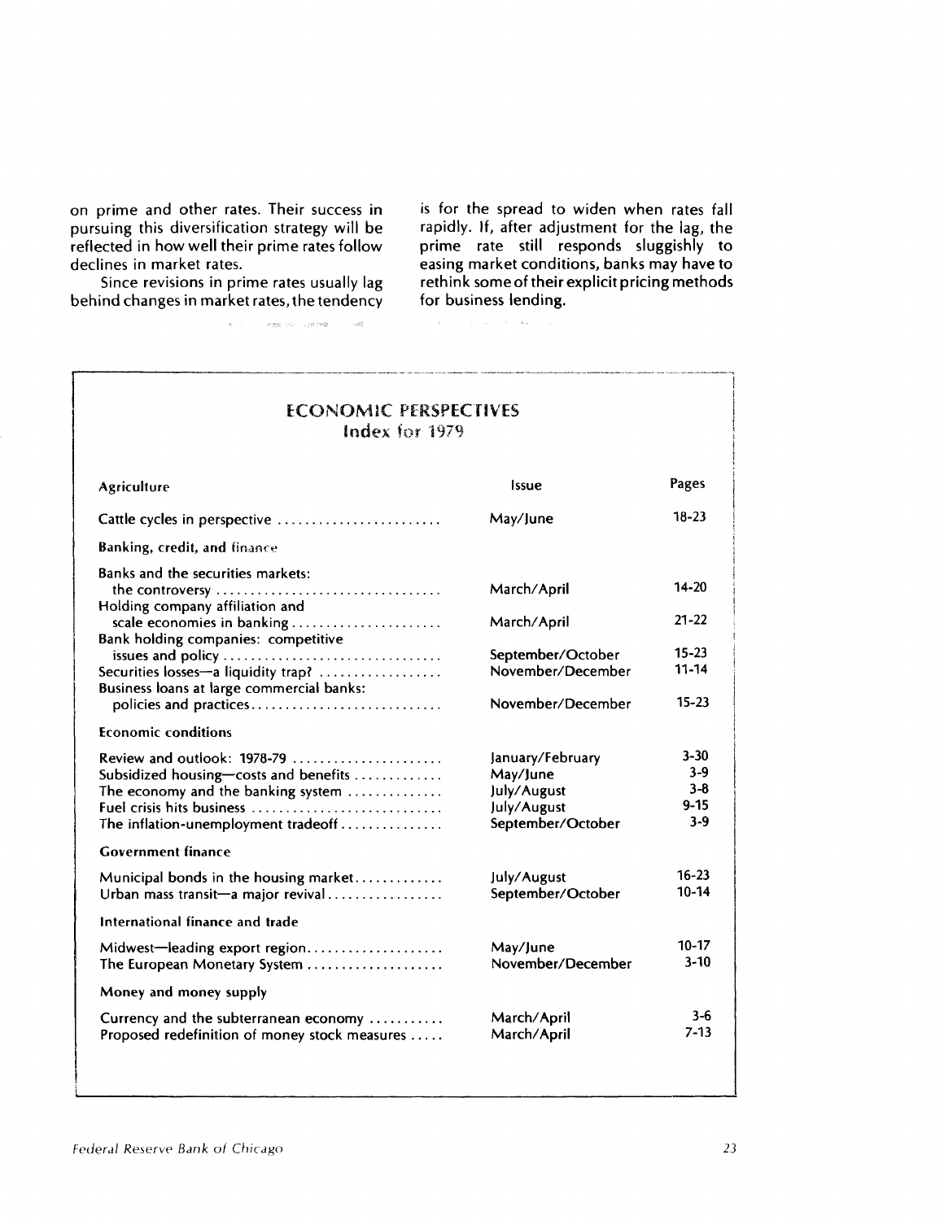on prime and other rates. Their success in pursuing this diversification strategy will be reflected in how well their prime rates follow declines in market rates.

Since revisions in prime rates usually lag behind changes in market rates, the tendency is for the spread to widen when rates fall rapidly. If, after adjustment for the lag, the prime rate still responds sluggishly to easing market conditions, banks may have to rethink some of their explicit pricing methods for business lending.

## ECONOMIC PERSPECTIVES
### Index for 1979

| Agriculture | Issue | Pages |
|---|---|---|
| Cattle cycles in perspective | May/June | 18-23 |
| **Banking, credit, and finance** | | |
| Banks and the securities markets: the controversy | March/April | 14-20 |
| Holding company affiliation and scale economies in banking | March/April | 21-22 |
| Bank holding companies: competitive issues and policy | September/October | 15-23 |
| Securities losses—a liquidity trap? | November/December | 11-14 |
| Business loans at large commercial banks: policies and practices | November/December | 15-23 |
| **Economic conditions** | | |
| Review and outlook: 1978-79 | January/February | 3-30 |
| Subsidized housing—costs and benefits | May/June | 3-9 |
| The economy and the banking system | July/August | 3-8 |
| Fuel crisis hits business | July/August | 9-15 |
| The inflation-unemployment tradeoff | September/October | 3-9 |
| **Government finance** | | |
| Municipal bonds in the housing market | July/August | 16-23 |
| Urban mass transit—a major revival | September/October | 10-14 |
| **International finance and trade** | | |
| Midwest—leading export region | May/June | 10-17 |
| The European Monetary System | November/December | 3-10 |
| **Money and money supply** | | |
| Currency and the subterranean economy | March/April | 3-6 |
| Proposed redefinition of money stock measures | March/April | 7-13 |